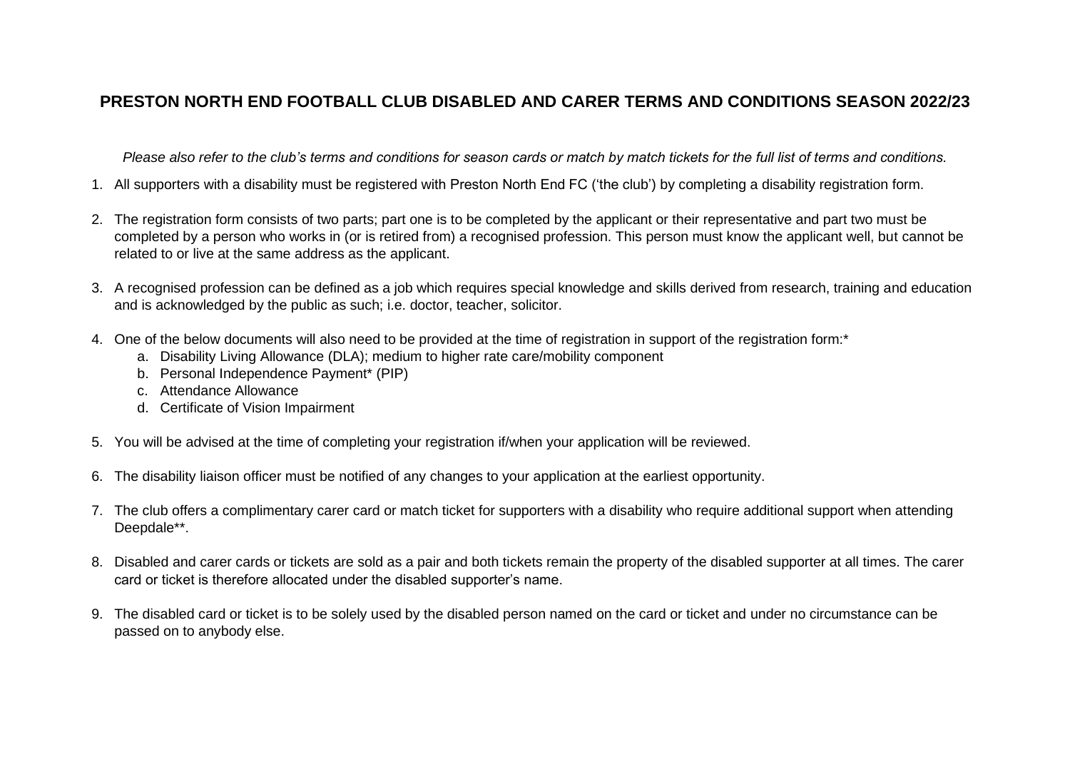# PRESTON NORTH END FOOTBALL CLUB DISABLED AND CARER TERMS AND CONDITIONS SEASON 2022/23

*Please also refer to the club's terms and conditions for season cards or match by match tickets for the full list of terms and conditions.*

1. All supporters with a disability must be registered with Preston North End FC ('the club') by completing a disability registration form.

2. The registration form consists of two parts; part one is to be completed by the applicant or their representative and part two must be completed by a person who works in (or is retired from) a recognised profession. This person must know the applicant well, but cannot be related to or live at the same address as the applicant.

3. A recognised profession can be defined as a job which requires special knowledge and skills derived from research, training and education and is acknowledged by the public as such; i.e. doctor, teacher, solicitor.

4. One of the below documents will also need to be provided at the time of registration in support of the registration form:*
   a. Disability Living Allowance (DLA); medium to higher rate care/mobility component
   b. Personal Independence Payment* (PIP)
   c. Attendance Allowance
   d. Certificate of Vision Impairment

5. You will be advised at the time of completing your registration if/when your application will be reviewed.

6. The disability liaison officer must be notified of any changes to your application at the earliest opportunity.

7. The club offers a complimentary carer card or match ticket for supporters with a disability who require additional support when attending Deepdale**.

8. Disabled and carer cards or tickets are sold as a pair and both tickets remain the property of the disabled supporter at all times. The carer card or ticket is therefore allocated under the disabled supporter's name.

9. The disabled card or ticket is to be solely used by the disabled person named on the card or ticket and under no circumstance can be passed on to anybody else.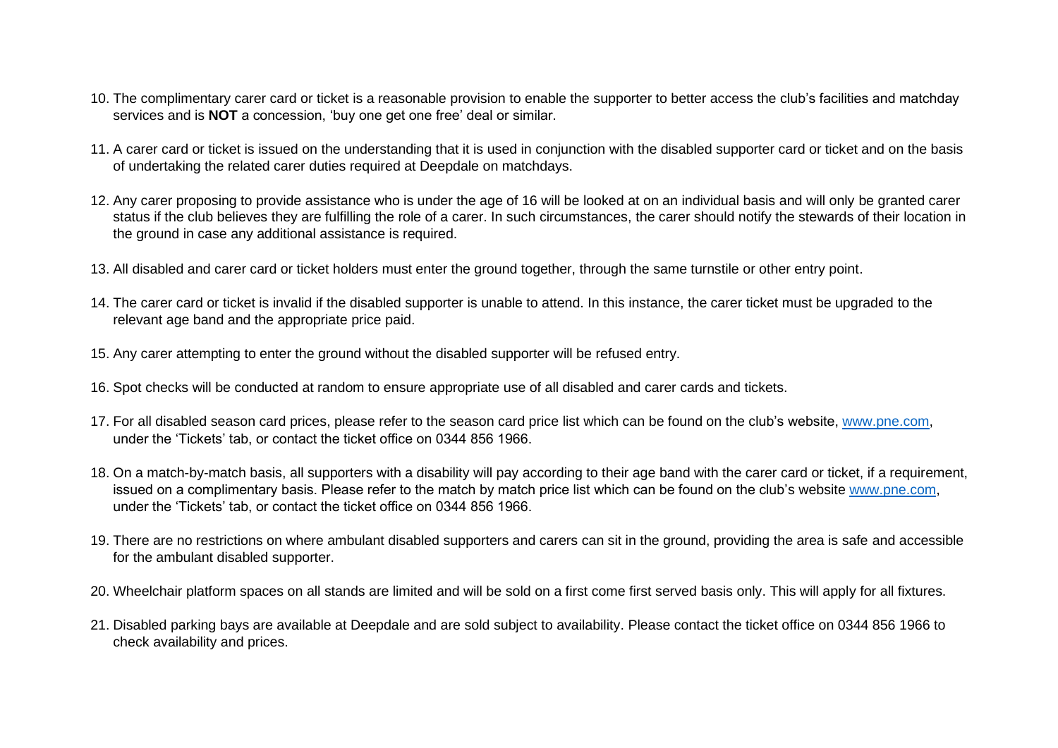10. The complimentary carer card or ticket is a reasonable provision to enable the supporter to better access the club's facilities and matchday services and is **NOT** a concession, 'buy one get one free' deal or similar.

11. A carer card or ticket is issued on the understanding that it is used in conjunction with the disabled supporter card or ticket and on the basis of undertaking the related carer duties required at Deepdale on matchdays.

12. Any carer proposing to provide assistance who is under the age of 16 will be looked at on an individual basis and will only be granted carer status if the club believes they are fulfilling the role of a carer. In such circumstances, the carer should notify the stewards of their location in the ground in case any additional assistance is required.

13. All disabled and carer card or ticket holders must enter the ground together, through the same turnstile or other entry point.

14. The carer card or ticket is invalid if the disabled supporter is unable to attend. In this instance, the carer ticket must be upgraded to the relevant age band and the appropriate price paid.

15. Any carer attempting to enter the ground without the disabled supporter will be refused entry.

16. Spot checks will be conducted at random to ensure appropriate use of all disabled and carer cards and tickets.

17. For all disabled season card prices, please refer to the season card price list which can be found on the club's website, [www.pne.com](http://www.pne.com), under the 'Tickets' tab, or contact the ticket office on 0344 856 1966.

18. On a match-by-match basis, all supporters with a disability will pay according to their age band with the carer card or ticket, if a requirement, issued on a complimentary basis. Please refer to the match by match price list which can be found on the club's website [www.pne.com](http://www.pne.com), under the 'Tickets' tab, or contact the ticket office on 0344 856 1966.

19. There are no restrictions on where ambulant disabled supporters and carers can sit in the ground, providing the area is safe and accessible for the ambulant disabled supporter.

20. Wheelchair platform spaces on all stands are limited and will be sold on a first come first served basis only. This will apply for all fixtures.

21. Disabled parking bays are available at Deepdale and are sold subject to availability. Please contact the ticket office on 0344 856 1966 to check availability and prices.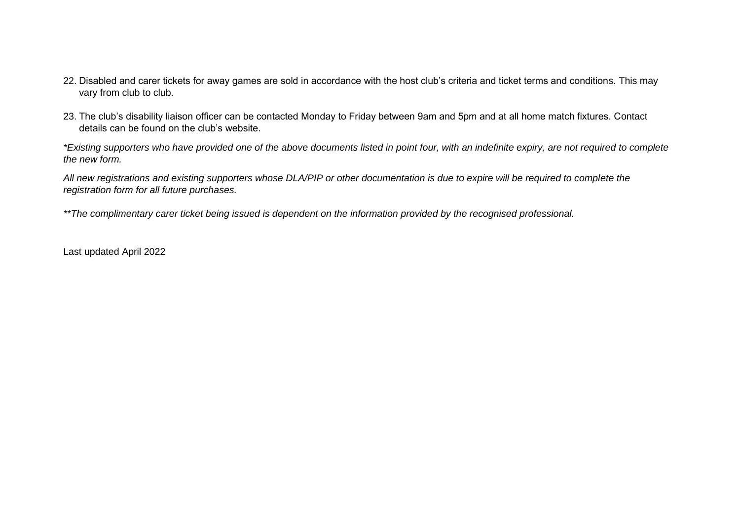22. Disabled and carer tickets for away games are sold in accordance with the host club's criteria and ticket terms and conditions. This may vary from club to club.

23. The club's disability liaison officer can be contacted Monday to Friday between 9am and 5pm and at all home match fixtures. Contact details can be found on the club's website.

*\*Existing supporters who have provided one of the above documents listed in point four, with an indefinite expiry, are not required to complete the new form.*

*All new registrations and existing supporters whose DLA/PIP or other documentation is due to expire will be required to complete the registration form for all future purchases.*

*\*\*The complimentary carer ticket being issued is dependent on the information provided by the recognised professional.*

Last updated April 2022